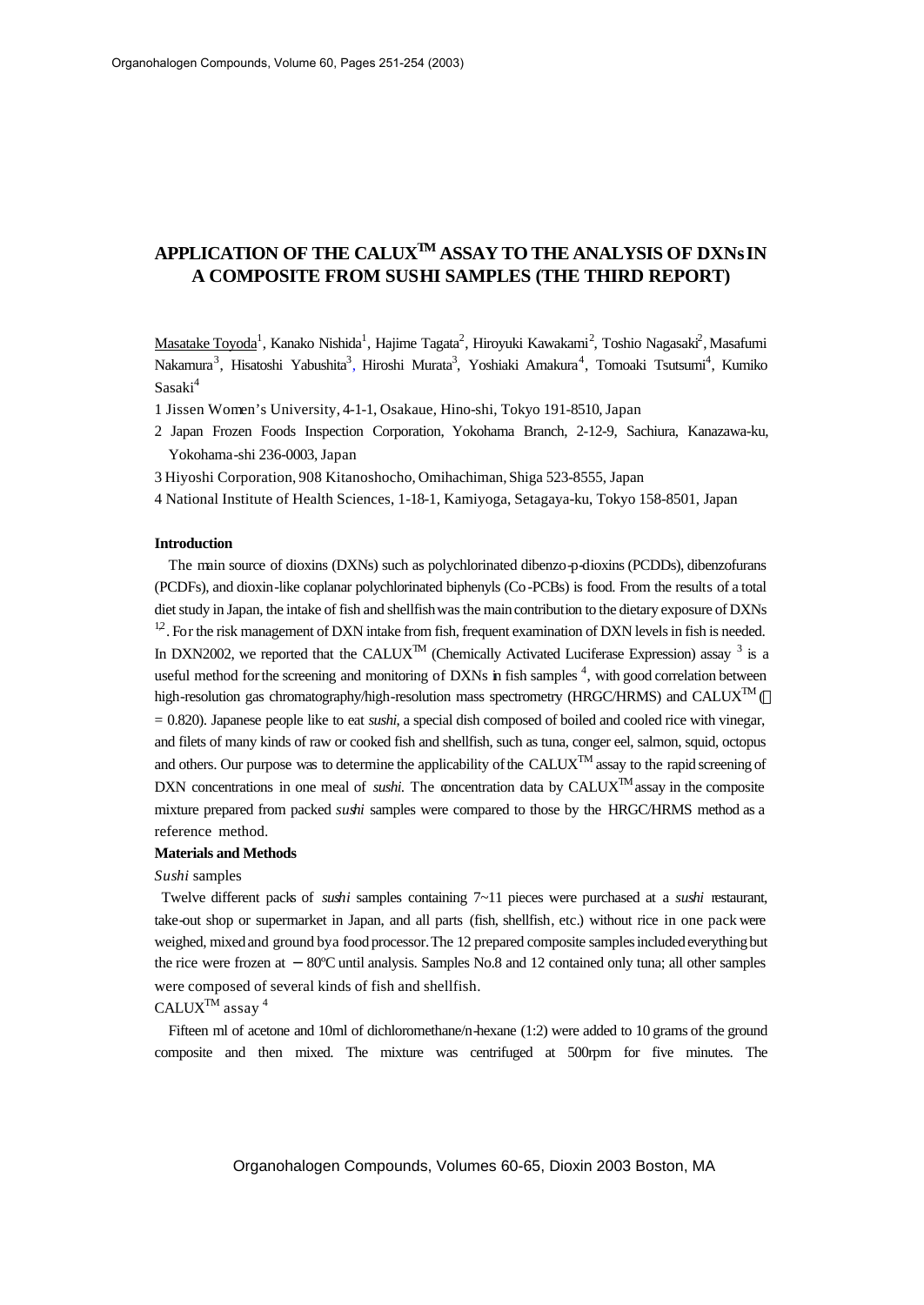# APPLICATION OF THE CALUX$^{TM}$ ASSAY TO THE ANALYSIS OF DXNs IN A COMPOSITE FROM SUSHI SAMPLES (THE THIRD REPORT)

Masatake Toyoda[1], Kanako Nishida[1], Hajime Tagata[2], Hiroyuki Kawakami[2], Toshio Nagasaki[2], Masafumi Nakamura[3], Hisatoshi Yabushita[3], Hiroshi Murata[3], Yoshiaki Amakura[4], Tomoaki Tsutsumi[4], Kumiko Sasaki[4]

1 Jissen Women's University, 4-1-1, Osakaue, Hino-shi, Tokyo 191-8510, Japan

2 Japan Frozen Foods Inspection Corporation, Yokohama Branch, 2-12-9, Sachiura, Kanazawa-ku, Yokohama-shi 236-0003, Japan

3 Hiyoshi Corporation, 908 Kitanoshocho, Omihachiman, Shiga 523-8555, Japan

4 National Institute of Health Sciences, 1-18-1, Kamiyoga, Setagaya-ku, Tokyo 158-8501, Japan

**Introduction**

The main source of dioxins (DXNs) such as polychlorinated dibenzo-p-dioxins (PCDDs), dibenzofurans (PCDFs), and dioxin-like coplanar polychlorinated biphenyls (Co-PCBs) is food. From the results of a total diet study in Japan, the intake of fish and shellfish was the main contribution to the dietary exposure of DXNs [12]. For the risk management of DXN intake from fish, frequent examination of DXN levels in fish is needed. In DXN2002, we reported that the CALUX$^{TM}$ (Chemically Activated Luciferase Expression) assay [3] is a useful method for the screening and monitoring of DXNs in fish samples [4], with good correlation between high-resolution gas chromatography/high-resolution mass spectrometry (HRGC/HRMS) and CALUX$^{TM}$ ($\gamma$ = 0.820). Japanese people like to eat *sushi*, a special dish composed of boiled and cooled rice with vinegar, and filets of many kinds of raw or cooked fish and shellfish, such as tuna, conger eel, salmon, squid, octopus and others. Our purpose was to determine the applicability of the CALUX$^{TM}$ assay to the rapid screening of DXN concentrations in one meal of *sushi*. The concentration data by CALUX$^{TM}$ assay in the composite mixture prepared from packed *sushi* samples were compared to those by the HRGC/HRMS method as a reference method.

**Materials and Methods**

*Sushi* samples

Twelve different packs of *sushi* samples containing 7~11 pieces were purchased at a *sushi* restaurant, take-out shop or supermarket in Japan, and all parts (fish, shellfish, etc.) without rice in one pack were weighed, mixed and ground by a food processor. The 12 prepared composite samples included everything but the rice were frozen at −80ºC until analysis. Samples No.8 and 12 contained only tuna; all other samples were composed of several kinds of fish and shellfish.

CALUX$^{TM}$ assay [4]

Fifteen ml of acetone and 10ml of dichloromethane/n-hexane (1:2) were added to 10 grams of the ground composite and then mixed. The mixture was centrifuged at 500rpm for five minutes. The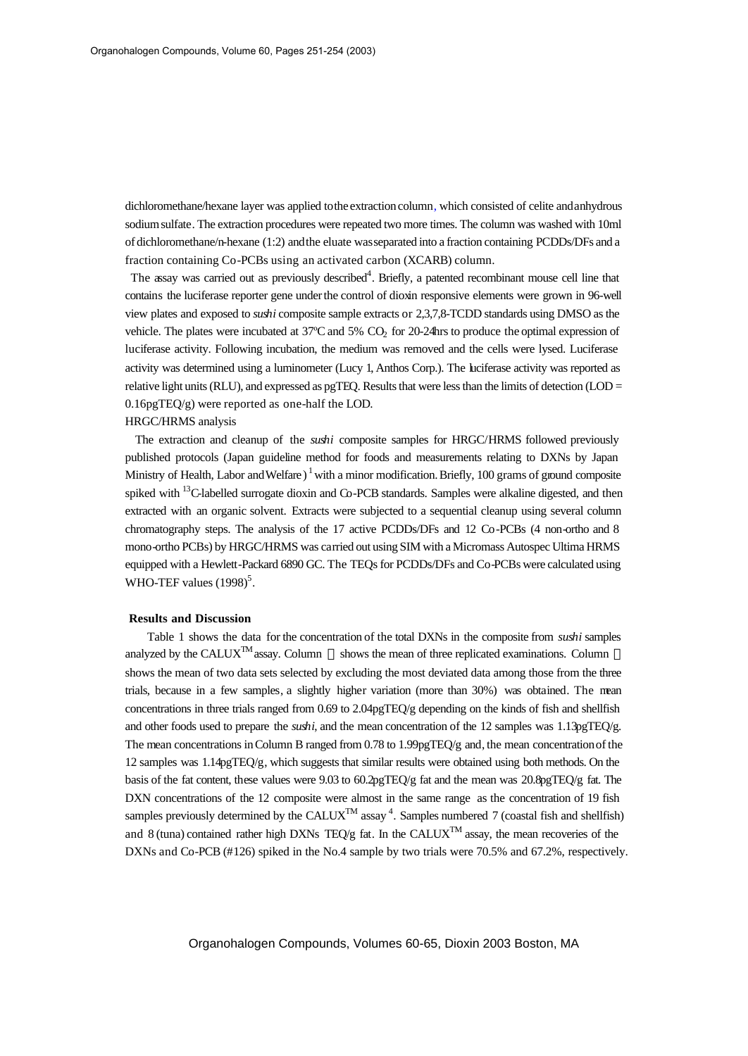dichloromethane/hexane layer was applied to the extraction column, which consisted of celite and anhydrous sodium sulfate. The extraction procedures were repeated two more times. The column was washed with 10ml of dichloromethane/n-hexane (1:2) and the eluate was separated into a fraction containing PCDDs/DFs and a fraction containing Co-PCBs using an activated carbon (XCARB) column.

The assay was carried out as previously described[4]. Briefly, a patented recombinant mouse cell line that contains the luciferase reporter gene under the control of dioxin responsive elements were grown in 96-well view plates and exposed to *sushi* composite sample extracts or 2,3,7,8-TCDD standards using DMSO as the vehicle. The plates were incubated at 37ºC and 5% $CO_2$ for 20-24hrs to produce the optimal expression of luciferase activity. Following incubation, the medium was removed and the cells were lysed. Luciferase activity was determined using a luminometer (Lucy 1, Anthos Corp.). The luciferase activity was reported as relative light units (RLU), and expressed as pgTEQ. Results that were less than the limits of detection (LOD = 0.16pgTEQ/g) were reported as one-half the LOD.

HRGC/HRMS analysis

The extraction and cleanup of the *sushi* composite samples for HRGC/HRMS followed previously published protocols (Japan guideline method for foods and measurements relating to DXNs by Japan Ministry of Health, Labor and Welfare)[1] with a minor modification. Briefly, 100 grams of ground composite spiked with $^{13}$C-labelled surrogate dioxin and Co-PCB standards. Samples were alkaline digested, and then extracted with an organic solvent. Extracts were subjected to a sequential cleanup using several column chromatography steps. The analysis of the 17 active PCDDs/DFs and 12 Co-PCBs (4 non-ortho and 8 mono-ortho PCBs) by HRGC/HRMS was carried out using SIM with a Micromass Autospec Ultima HRMS equipped with a Hewlett-Packard 6890 GC. The TEQs for PCDDs/DFs and Co-PCBs were calculated using WHO-TEF values (1998)[5].

**Results and Discussion**

Table 1 shows the data for the concentration of the total DXNs in the composite from *sushi* samples analyzed by the CALUX™ assay. Column shows the mean of three replicated examinations. Column shows the mean of two data sets selected by excluding the most deviated data among those from the three trials, because in a few samples, a slightly higher variation (more than 30%) was obtained. The mean concentrations in three trials ranged from 0.69 to 2.04pgTEQ/g depending on the kinds of fish and shellfish and other foods used to prepare the *sushi*, and the mean concentration of the 12 samples was 1.13pgTEQ/g. The mean concentrations in Column B ranged from 0.78 to 1.99pgTEQ/g and, the mean concentration of the 12 samples was 1.14pgTEQ/g, which suggests that similar results were obtained using both methods. On the basis of the fat content, these values were 9.03 to 60.2pgTEQ/g fat and the mean was 20.8pgTEQ/g fat. The DXN concentrations of the 12 composite were almost in the same range as the concentration of 19 fish samples previously determined by the CALUX™ assay[4]. Samples numbered 7 (coastal fish and shellfish) and 8 (tuna) contained rather high DXNs TEQ/g fat. In the CALUX™ assay, the mean recoveries of the DXNs and Co-PCB (#126) spiked in the No.4 sample by two trials were 70.5% and 67.2%, respectively.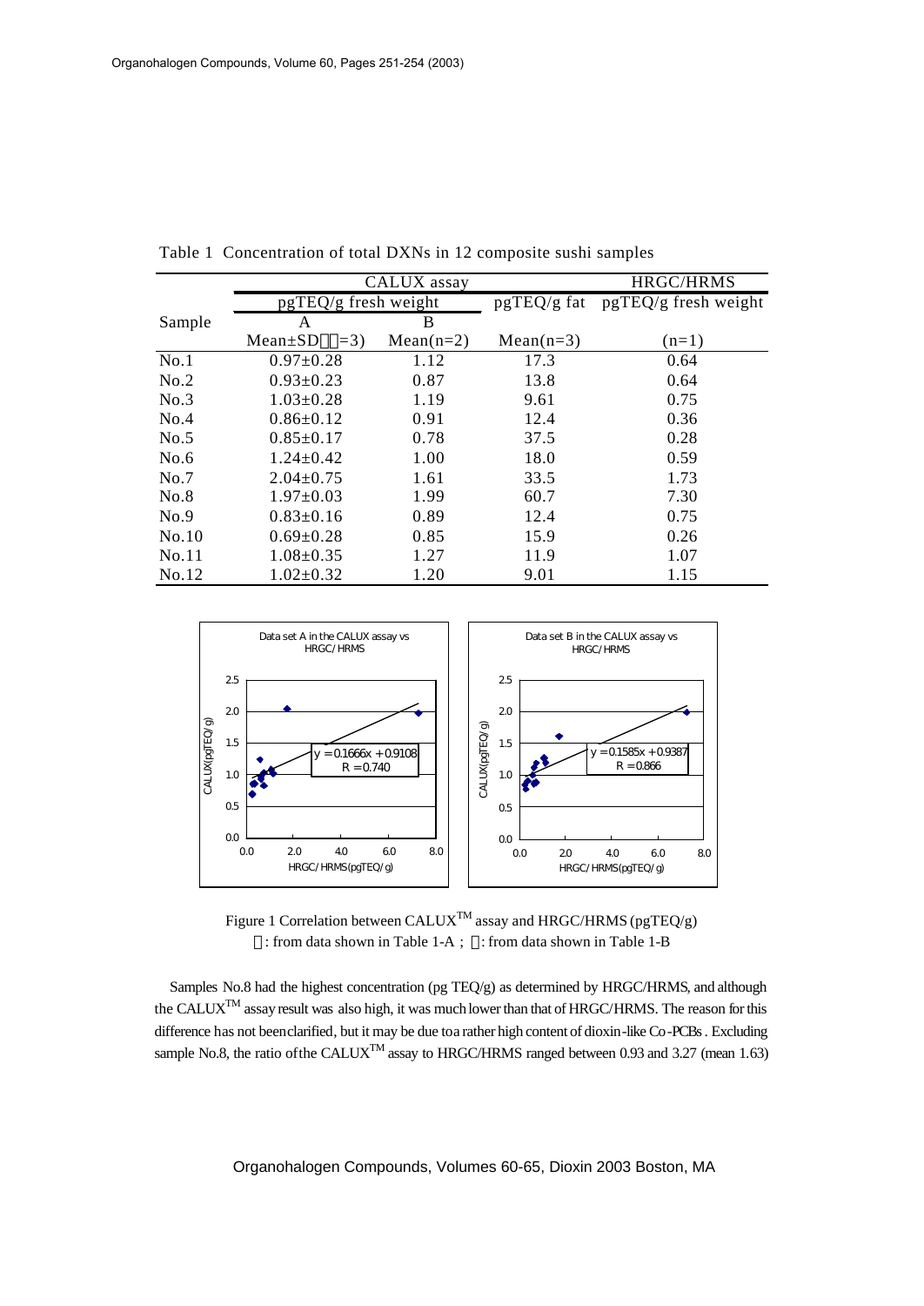Table 1 Concentration of total DXNs in 12 composite sushi samples

| Sample | CALUX assay | | | HRGC/HRMS |
|---|---|---|---|---|
| | pgTEQ/g fresh weight | | pgTEQ/g fat | pgTEQ/g fresh weight |
| | A | B | | |
| | Mean±SD（n=3) | Mean(n=2) | Mean(n=3) | (n=1) |
| No.1 | 0.97±0.28 | 1.12 | 17.3 | 0.64 |
| No.2 | 0.93±0.23 | 0.87 | 13.8 | 0.64 |
| No.3 | 1.03±0.28 | 1.19 | 9.61 | 0.75 |
| No.4 | 0.86±0.12 | 0.91 | 12.4 | 0.36 |
| No.5 | 0.85±0.17 | 0.78 | 37.5 | 0.28 |
| No.6 | 1.24±0.42 | 1.00 | 18.0 | 0.59 |
| No.7 | 2.04±0.75 | 1.61 | 33.5 | 1.73 |
| No.8 | 1.97±0.03 | 1.99 | 60.7 | 7.30 |
| No.9 | 0.83±0.16 | 0.89 | 12.4 | 0.75 |
| No.10 | 0.69±0.28 | 0.85 | 15.9 | 0.26 |
| No.11 | 1.08±0.35 | 1.27 | 11.9 | 1.07 |
| No.12 | 1.02±0.32 | 1.20 | 9.01 | 1.15 |

Data set A in the CALUX assay vs HRGC/HRMS: $y = 0.1666x + 0.9108$, $R = 0.740$

Data set B in the CALUX assay vs HRGC/HRMS: $y = 0.1585x + 0.9387$, $R = 0.866$

Figure 1 Correlation between CALUX$^{TM}$ assay and HRGC/HRMS (pgTEQ/g)
：from data shown in Table 1-A ; ：from data shown in Table 1-B

Samples No.8 had the highest concentration (pg TEQ/g) as determined by HRGC/HRMS, and although the CALUX$^{TM}$ assay result was also high, it was much lower than that of HRGC/HRMS. The reason for this difference has not been clarified, but it may be due to a rather high content of dioxin-like Co-PCBs. Excluding sample No.8, the ratio of the CALUX$^{TM}$ assay to HRGC/HRMS ranged between 0.93 and 3.27 (mean 1.63)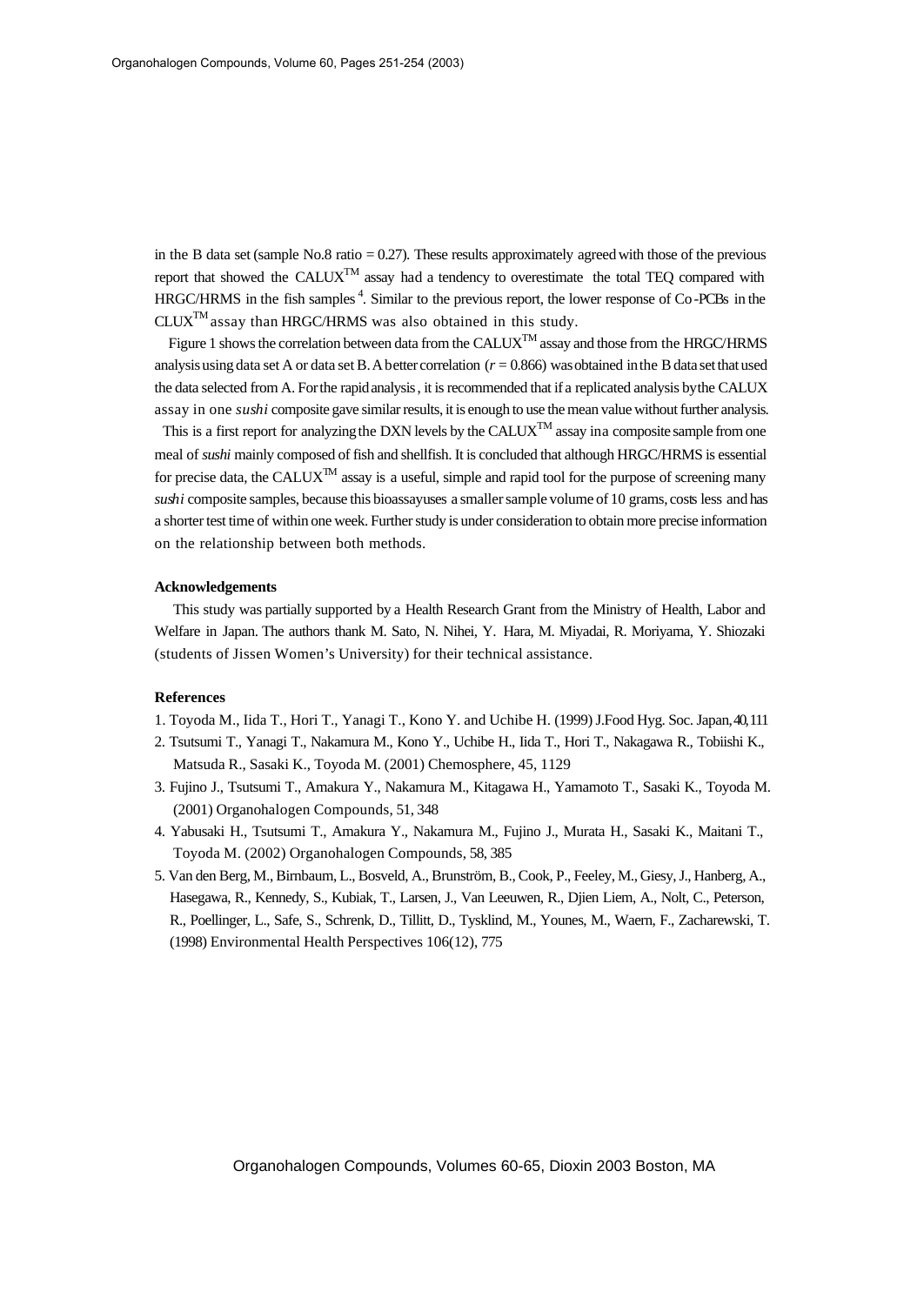in the B data set (sample No.8 ratio = 0.27). These results approximately agreed with those of the previous report that showed the CALUX$^{TM}$ assay had a tendency to overestimate the total TEQ compared with HRGC/HRMS in the fish samples [4]. Similar to the previous report, the lower response of Co-PCBs in the CLUX$^{TM}$ assay than HRGC/HRMS was also obtained in this study.

Figure 1 shows the correlation between data from the CALUX$^{TM}$ assay and those from the HRGC/HRMS analysis using data set A or data set B. A better correlation ($r$ = 0.866) was obtained in the B data set that used the data selected from A. For the rapid analysis, it is recommended that if a replicated analysis by the CALUX assay in one *sushi* composite gave similar results, it is enough to use the mean value without further analysis.

This is a first report for analyzing the DXN levels by the CALUX$^{TM}$ assay in a composite sample from one meal of *sushi* mainly composed of fish and shellfish. It is concluded that although HRGC/HRMS is essential for precise data, the CALUX$^{TM}$ assay is a useful, simple and rapid tool for the purpose of screening many *sushi* composite samples, because this bioassay uses a smaller sample volume of 10 grams, costs less and has a shorter test time of within one week. Further study is under consideration to obtain more precise information on the relationship between both methods.

## Acknowledgements

This study was partially supported by a Health Research Grant from the Ministry of Health, Labor and Welfare in Japan. The authors thank M. Sato, N. Nihei, Y. Hara, M. Miyadai, R. Moriyama, Y. Shiozaki (students of Jissen Women's University) for their technical assistance.

## References

1. Toyoda M., Iida T., Hori T., Yanagi T., Kono Y. and Uchibe H. (1999) J.Food Hyg. Soc. Japan, 40, 111
2. Tsutsumi T., Yanagi T., Nakamura M., Kono Y., Uchibe H., Iida T., Hori T., Nakagawa R., Tobiishi K., Matsuda R., Sasaki K., Toyoda M. (2001) Chemosphere, 45, 1129
3. Fujino J., Tsutsumi T., Amakura Y., Nakamura M., Kitagawa H., Yamamoto T., Sasaki K., Toyoda M. (2001) Organohalogen Compounds, 51, 348
4. Yabusaki H., Tsutsumi T., Amakura Y., Nakamura M., Fujino J., Murata H., Sasaki K., Maitani T., Toyoda M. (2002) Organohalogen Compounds, 58, 385
5. Van den Berg, M., Birnbaum, L., Bosveld, A., Brunström, B., Cook, P., Feeley, M., Giesy, J., Hanberg, A., Hasegawa, R., Kennedy, S., Kubiak, T., Larsen, J., Van Leeuwen, R., Djien Liem, A., Nolt, C., Peterson, R., Poellinger, L., Safe, S., Schrenk, D., Tillitt, D., Tysklind, M., Younes, M., Waern, F., Zacharewski, T. (1998) Environmental Health Perspectives 106(12), 775